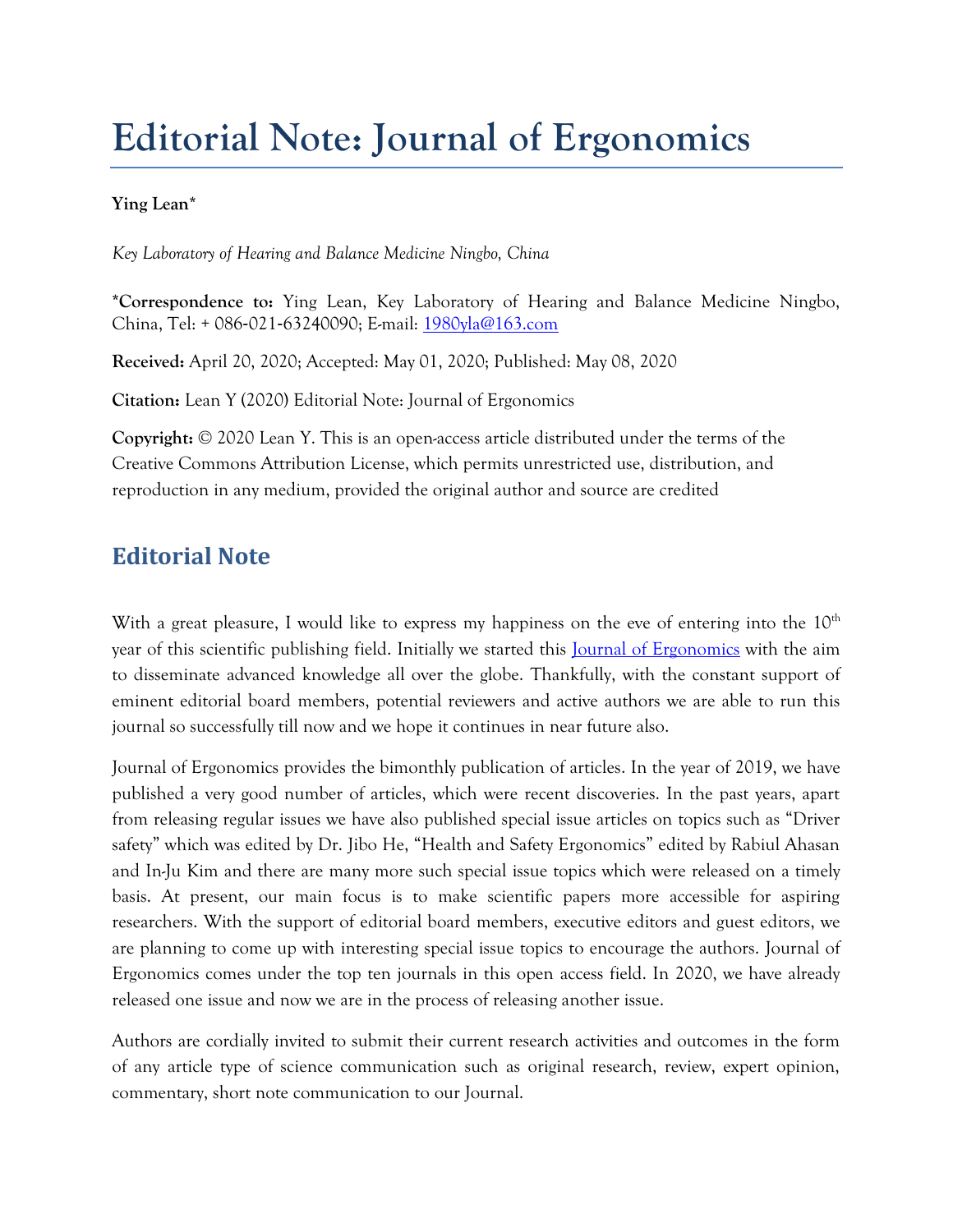# Editorial Note: Journal of Ergonomics

**Ying Lean***

*Key Laboratory of Hearing and Balance Medicine Ningbo, China*

***Correspondence to:** Ying Lean, Key Laboratory of Hearing and Balance Medicine Ningbo, China, Tel: + 086-021-63240090; E-mail: 1980yla@163.com

**Received:** April 20, 2020; Accepted: May 01, 2020; Published: May 08, 2020

**Citation:** Lean Y (2020) Editorial Note: Journal of Ergonomics

**Copyright:** © 2020 Lean Y. This is an open-access article distributed under the terms of the Creative Commons Attribution License, which permits unrestricted use, distribution, and reproduction in any medium, provided the original author and source are credited

## Editorial Note

With a great pleasure, I would like to express my happiness on the eve of entering into the 10th year of this scientific publishing field. Initially we started this Journal of Ergonomics with the aim to disseminate advanced knowledge all over the globe. Thankfully, with the constant support of eminent editorial board members, potential reviewers and active authors we are able to run this journal so successfully till now and we hope it continues in near future also.

Journal of Ergonomics provides the bimonthly publication of articles. In the year of 2019, we have published a very good number of articles, which were recent discoveries. In the past years, apart from releasing regular issues we have also published special issue articles on topics such as "Driver safety" which was edited by Dr. Jibo He, "Health and Safety Ergonomics" edited by Rabiul Ahasan and In-Ju Kim and there are many more such special issue topics which were released on a timely basis. At present, our main focus is to make scientific papers more accessible for aspiring researchers. With the support of editorial board members, executive editors and guest editors, we are planning to come up with interesting special issue topics to encourage the authors. Journal of Ergonomics comes under the top ten journals in this open access field. In 2020, we have already released one issue and now we are in the process of releasing another issue.

Authors are cordially invited to submit their current research activities and outcomes in the form of any article type of science communication such as original research, review, expert opinion, commentary, short note communication to our Journal.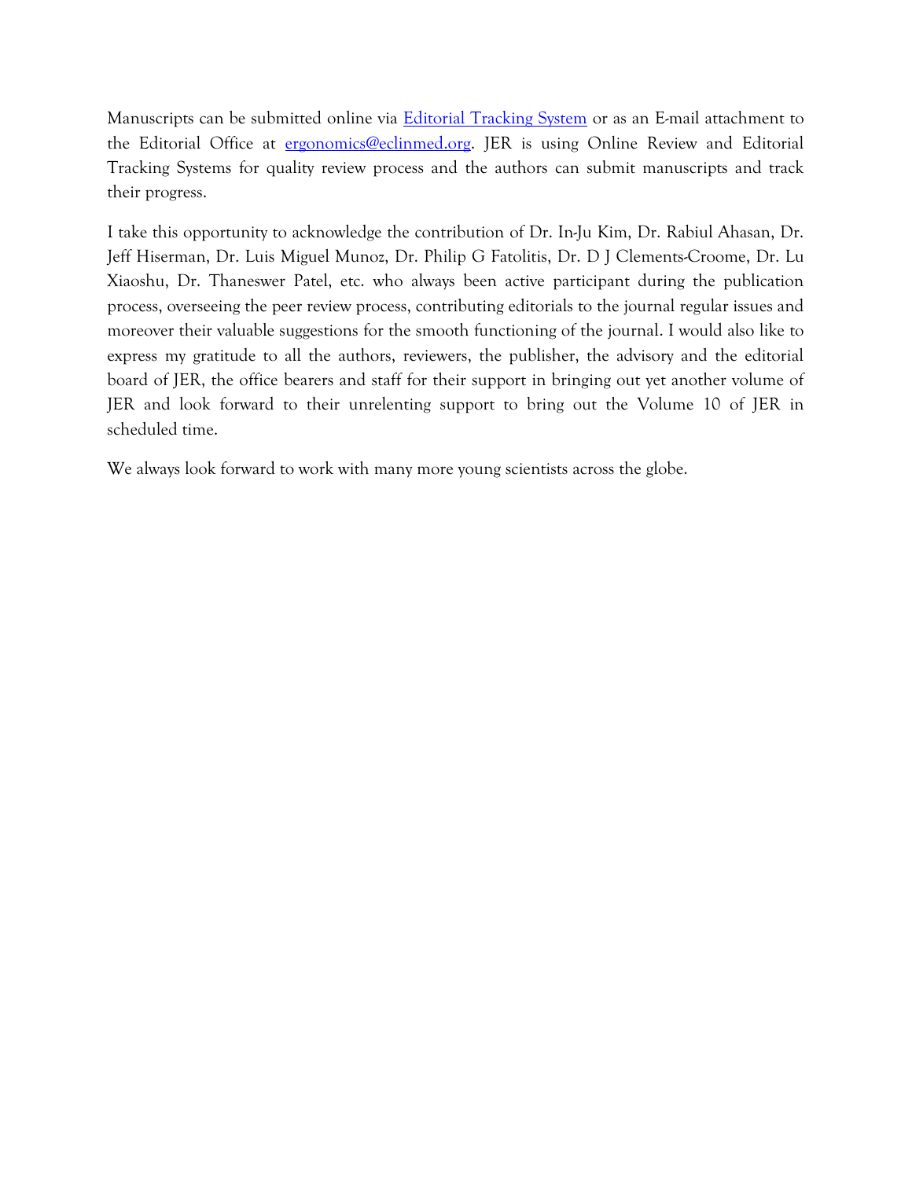Manuscripts can be submitted online via Editorial Tracking System or as an E-mail attachment to the Editorial Office at ergonomics@eclinmed.org. JER is using Online Review and Editorial Tracking Systems for quality review process and the authors can submit manuscripts and track their progress.

I take this opportunity to acknowledge the contribution of Dr. In-Ju Kim, Dr. Rabiul Ahasan, Dr. Jeff Hiserman, Dr. Luis Miguel Munoz, Dr. Philip G Fatolitis, Dr. D J Clements-Croome, Dr. Lu Xiaoshu, Dr. Thaneswer Patel, etc. who always been active participant during the publication process, overseeing the peer review process, contributing editorials to the journal regular issues and moreover their valuable suggestions for the smooth functioning of the journal. I would also like to express my gratitude to all the authors, reviewers, the publisher, the advisory and the editorial board of JER, the office bearers and staff for their support in bringing out yet another volume of JER and look forward to their unrelenting support to bring out the Volume 10 of JER in scheduled time.

We always look forward to work with many more young scientists across the globe.